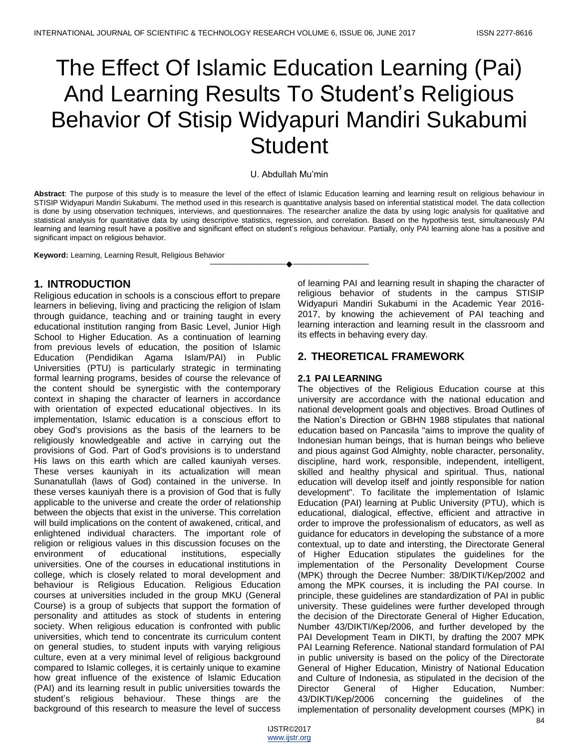# The Effect Of Islamic Education Learning (Pai) And Learning Results To Student's Religious Behavior Of Stisip Widyapuri Mandiri Sukabumi Student

U. Abdullah Mu'min

**Abstract**: The purpose of this study is to measure the level of the effect of Islamic Education learning and learning result on religious behaviour in STISIP Widyapuri Mandiri Sukabumi. The method used in this research is quantitative analysis based on inferential statistical model. The data collection is done by using observation techniques, interviews, and questionnaires. The researcher analize the data by using logic analysis for qualitative and statistical analysis for quantitative data by using descriptive statistics, regression, and correlation. Based on the hypothesis test, simultaneously PAI learning and learning result have a positive and significant effect on student's religious behaviour. Partially, only PAI learning alone has a positive and significant impact on religious behavior.

**Keyword:** Learning, Learning Result, Religious Behavior

---

## 1. INTRODUCTION

Religious education in schools is a conscious effort to prepare learners in believing, living and practicing the religion of Islam through guidance, teaching and or training taught in every educational institution ranging from Basic Level, Junior High School to Higher Education. As a continuation of learning from previous levels of education, the position of Islamic Education (Pendidikan Agama Islam/PAI) in Public Universities (PTU) is particularly strategic in terminating formal learning programs, besides of course the relevance of the content should be synergistic with the contemporary context in shaping the character of learners in accordance with orientation of expected educational objectives. In its implementation, Islamic education is a conscious effort to obey God's provisions as the basis of the learners to be religiously knowledgeable and active in carrying out the provisions of God. Part of God's provisions is to understand His laws on this earth which are called kauniyah verses. These verses kauniyah in its actualization will mean Sunanatullah (laws of God) contained in the universe. In these verses kauniyah there is a provision of God that is fully applicable to the universe and create the order of relationship between the objects that exist in the universe. This correlation will build implications on the content of awakened, critical, and enlightened individual characters. The important role of religion or religious values in this discussion focuses on the environment of educational institutions, especially universities. One of the courses in educational institutions in college, which is closely related to moral development and behaviour is Religious Education. Religious Education courses at universities included in the group MKU (General Course) is a group of subjects that support the formation of personality and attitudes as stock of students in entering society. When religious education is confronted with public universities, which tend to concentrate its curriculum content on general studies, to student inputs with varying religious culture, even at a very minimal level of religious background compared to Islamic colleges, it is certainly unique to examine how great influence of the existence of Islamic Education (PAI) and its learning result in public universities towards the student's religious behaviour. These things are the background of this research to measure the level of success of learning PAI and learning result in shaping the character of religious behavior of students in the campus STISIP Widyapuri Mandiri Sukabumi in the Academic Year 2016-2017, by knowing the achievement of PAI teaching and learning interaction and learning result in the classroom and its effects in behaving every day.

## 2. THEORETICAL FRAMEWORK

### 2.1 PAI LEARNING

The objectives of the Religious Education course at this university are accordance with the national education and national development goals and objectives. Broad Outlines of the Nation's Direction or GBHN 1988 stipulates that national education based on Pancasila "aims to improve the quality of Indonesian human beings, that is human beings who believe and pious against God Almighty, noble character, personality, discipline, hard work, responsible, independent, intelligent, skilled and healthy physical and spiritual. Thus, national education will develop itself and jointly responsible for nation development". To facilitate the implementation of Islamic Education (PAI) learning at Public University (PTU), which is educational, dialogical, effective, efficient and attractive in order to improve the professionalism of educators, as well as guidance for educators in developing the substance of a more contextual, up to date and intersting, the Directorate General of Higher Education stipulates the guidelines for the implementation of the Personality Development Course (MPK) through the Decree Number: 38/DIKTI/Kep/2002 and among the MPK courses, it is including the PAI course. In principle, these guidelines are standardization of PAI in public university. These guidelines were further developed through the decision of the Directorate General of Higher Education, Number 43/DIKTI/Kep/2006, and further developed by the PAI Development Team in DIKTI, by drafting the 2007 MPK PAI Learning Reference. National standard formulation of PAI in public university is based on the policy of the Directorate General of Higher Education, Ministry of National Education and Culture of Indonesia, as stipulated in the decision of the Director General of Higher Education, Number: 43/DIKTI/Kep/2006 concerning the guidelines of the implementation of personality development courses (MPK) in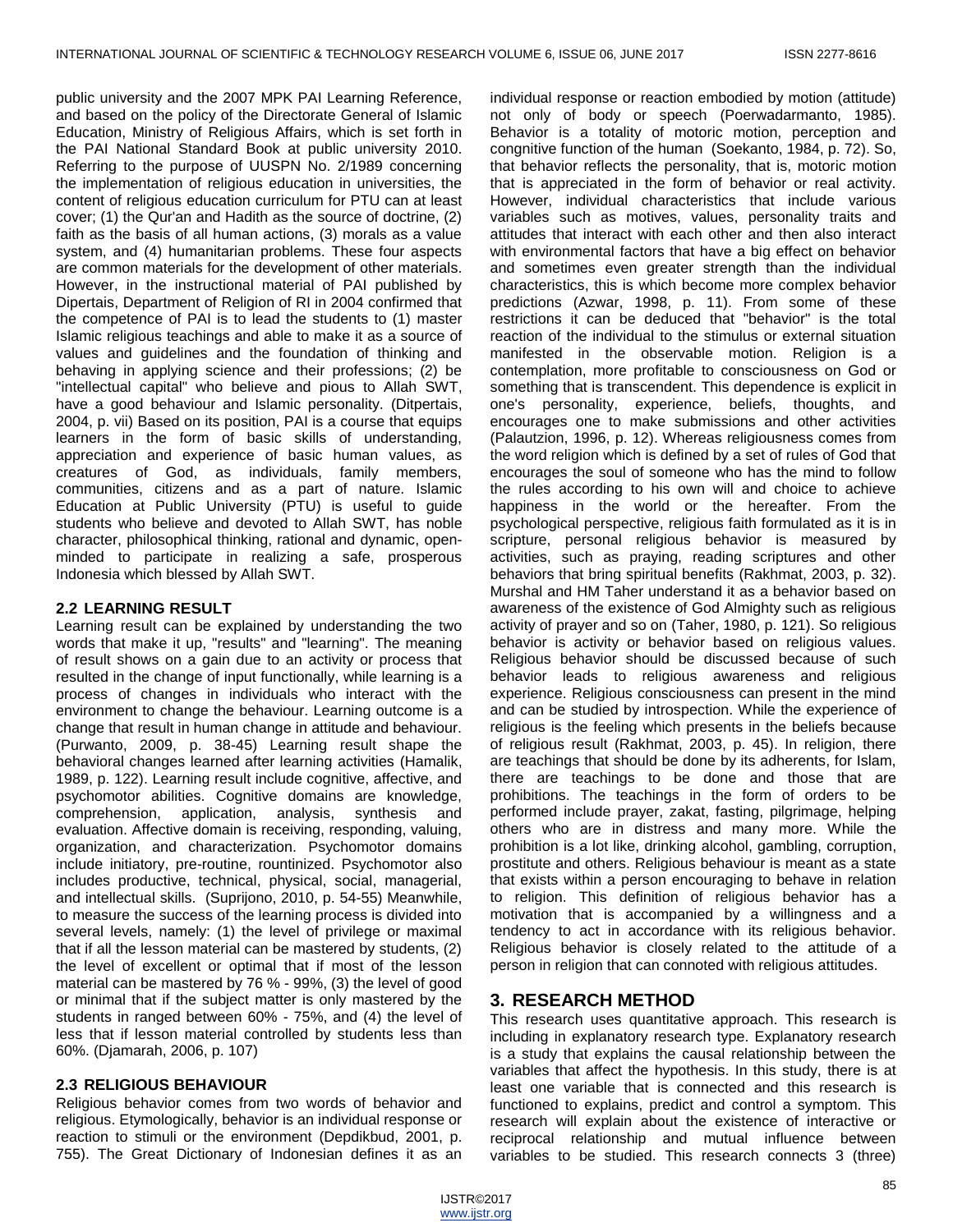public university and the 2007 MPK PAI Learning Reference, and based on the policy of the Directorate General of Islamic Education, Ministry of Religious Affairs, which is set forth in the PAI National Standard Book at public university 2010. Referring to the purpose of UUSPN No. 2/1989 concerning the implementation of religious education in universities, the content of religious education curriculum for PTU can at least cover; (1) the Qur'an and Hadith as the source of doctrine, (2) faith as the basis of all human actions, (3) morals as a value system, and (4) humanitarian problems. These four aspects are common materials for the development of other materials. However, in the instructional material of PAI published by Dipertais, Department of Religion of RI in 2004 confirmed that the competence of PAI is to lead the students to (1) master Islamic religious teachings and able to make it as a source of values and guidelines and the foundation of thinking and behaving in applying science and their professions; (2) be "intellectual capital" who believe and pious to Allah SWT, have a good behaviour and Islamic personality. (Ditpertais, 2004, p. vii) Based on its position, PAI is a course that equips learners in the form of basic skills of understanding, appreciation and experience of basic human values, as creatures of God, as individuals, family members, communities, citizens and as a part of nature. Islamic Education at Public University (PTU) is useful to guide students who believe and devoted to Allah SWT, has noble character, philosophical thinking, rational and dynamic, open-minded to participate in realizing a safe, prosperous Indonesia which blessed by Allah SWT.

### 2.2 LEARNING RESULT

Learning result can be explained by understanding the two words that make it up, "results" and "learning". The meaning of result shows on a gain due to an activity or process that resulted in the change of input functionally, while learning is a process of changes in individuals who interact with the environment to change the behaviour. Learning outcome is a change that result in human change in attitude and behaviour. (Purwanto, 2009, p. 38-45) Learning result shape the behavioral changes learned after learning activities (Hamalik, 1989, p. 122). Learning result include cognitive, affective, and psychomotor abilities. Cognitive domains are knowledge, comprehension, application, analysis, synthesis and evaluation. Affective domain is receiving, responding, valuing, organization, and characterization. Psychomotor domains include initiatory, pre-routine, rountinized. Psychomotor also includes productive, technical, physical, social, managerial, and intellectual skills. (Suprijono, 2010, p. 54-55) Meanwhile, to measure the success of the learning process is divided into several levels, namely: (1) the level of privilege or maximal that if all the lesson material can be mastered by students, (2) the level of excellent or optimal that if most of the lesson material can be mastered by 76 % - 99%, (3) the level of good or minimal that if the subject matter is only mastered by the students in ranged between 60% - 75%, and (4) the level of less that if lesson material controlled by students less than 60%. (Djamarah, 2006, p. 107)

### 2.3 RELIGIOUS BEHAVIOUR

Religious behavior comes from two words of behavior and religious. Etymologically, behavior is an individual response or reaction to stimuli or the environment (Depdikbud, 2001, p. 755). The Great Dictionary of Indonesian defines it as an individual response or reaction embodied by motion (attitude) not only of body or speech (Poerwadarmanto, 1985). Behavior is a totality of motoric motion, perception and congnitive function of the human (Soekanto, 1984, p. 72). So, that behavior reflects the personality, that is, motoric motion that is appreciated in the form of behavior or real activity. However, individual characteristics that include various variables such as motives, values, personality traits and attitudes that interact with each other and then also interact with environmental factors that have a big effect on behavior and sometimes even greater strength than the individual characteristics, this is which become more complex behavior predictions (Azwar, 1998, p. 11). From some of these restrictions it can be deduced that "behavior" is the total reaction of the individual to the stimulus or external situation manifested in the observable motion. Religion is a contemplation, more profitable to consciousness on God or something that is transcendent. This dependence is explicit in one's personality, experience, beliefs, thoughts, and encourages one to make submissions and other activities (Palautzion, 1996, p. 12). Whereas religiousness comes from the word religion which is defined by a set of rules of God that encourages the soul of someone who has the mind to follow the rules according to his own will and choice to achieve happiness in the world or the hereafter. From the psychological perspective, religious faith formulated as it is in scripture, personal religious behavior is measured by activities, such as praying, reading scriptures and other behaviors that bring spiritual benefits (Rakhmat, 2003, p. 32). Murshal and HM Taher understand it as a behavior based on awareness of the existence of God Almighty such as religious activity of prayer and so on (Taher, 1980, p. 121). So religious behavior is activity or behavior based on religious values. Religious behavior should be discussed because of such behavior leads to religious awareness and religious experience. Religious consciousness can present in the mind and can be studied by introspection. While the experience of religious is the feeling which presents in the beliefs because of religious result (Rakhmat, 2003, p. 45). In religion, there are teachings that should be done by its adherents, for Islam, there are teachings to be done and those that are prohibitions. The teachings in the form of orders to be performed include prayer, zakat, fasting, pilgrimage, helping others who are in distress and many more. While the prohibition is a lot like, drinking alcohol, gambling, corruption, prostitute and others. Religious behaviour is meant as a state that exists within a person encouraging to behave in relation to religion. This definition of religious behavior has a motivation that is accompanied by a willingness and a tendency to act in accordance with its religious behavior. Religious behavior is closely related to the attitude of a person in religion that can connoted with religious attitudes.

## 3. RESEARCH METHOD

This research uses quantitative approach. This research is including in explanatory research type. Explanatory research is a study that explains the causal relationship between the variables that affect the hypothesis. In this study, there is at least one variable that is connected and this research is functioned to explains, predict and control a symptom. This research will explain about the existence of interactive or reciprocal relationship and mutual influence between variables to be studied. This research connects 3 (three)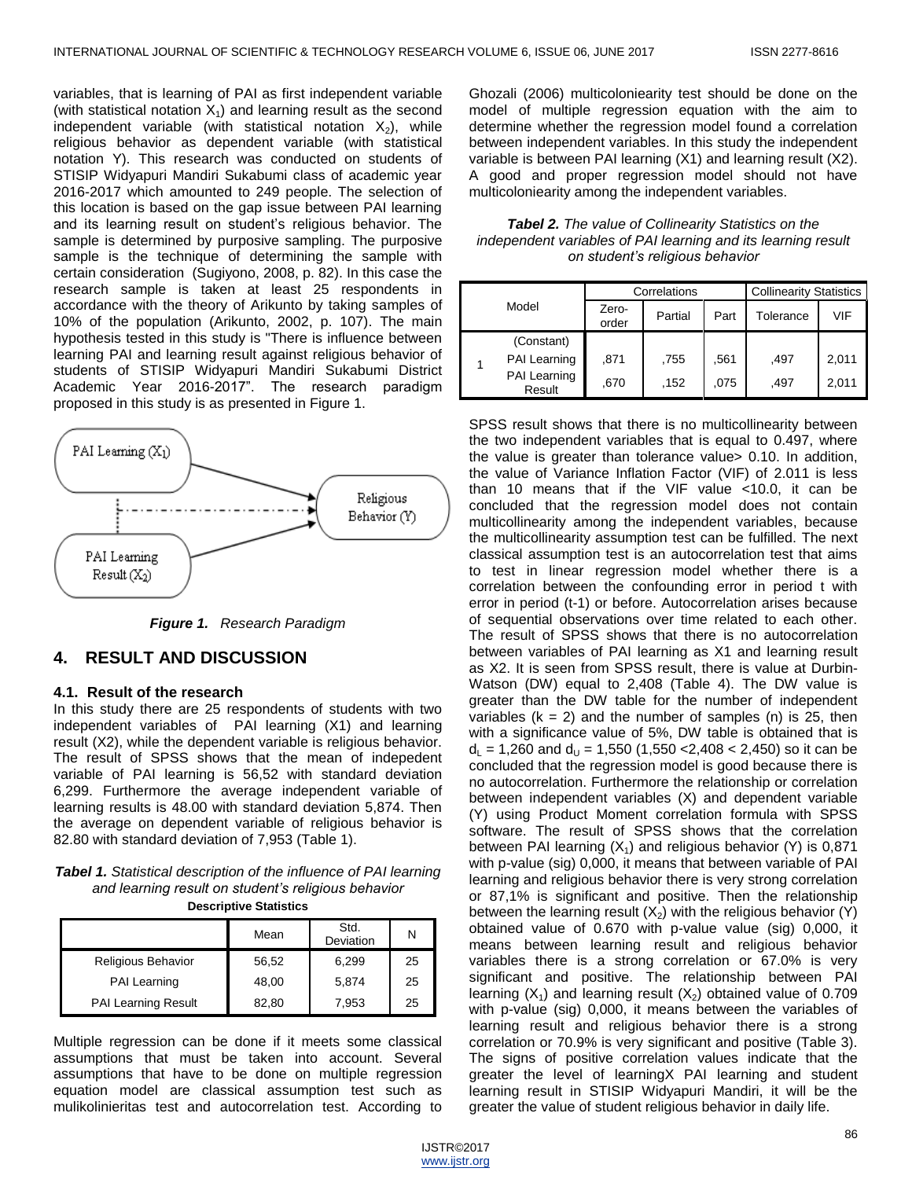variables, that is learning of PAI as first independent variable (with statistical notation $X_1$) and learning result as the second independent variable (with statistical notation $X_2$), while religious behavior as dependent variable (with statistical notation Y). This research was conducted on students of STISIP Widyapuri Mandiri Sukabumi class of academic year 2016-2017 which amounted to 249 people. The selection of this location is based on the gap issue between PAI learning and its learning result on student's religious behavior. The sample is determined by purposive sampling. The purposive sample is the technique of determining the sample with certain consideration (Sugiyono, 2008, p. 82). In this case the research sample is taken at least 25 respondents in accordance with the theory of Arikunto by taking samples of 10% of the population (Arikunto, 2002, p. 107). The main hypothesis tested in this study is "There is influence between learning PAI and learning result against religious behavior of students of STISIP Widyapuri Mandiri Sukabumi District Academic Year 2016-2017". The research paradigm proposed in this study is as presented in Figure 1.

PAI Learning ($X_1$)

Religious Behavior (Y)

PAI Learning Result ($X_2$)

***Figure 1.*** *Research Paradigm*

## 4. RESULT AND DISCUSSION

### 4.1. Result of the research

In this study there are 25 respondents of students with two independent variables of PAI learning (X1) and learning result (X2), while the dependent variable is religious behavior. The result of SPSS shows that the mean of indepedent variable of PAI learning is 56,52 with standard deviation 6,299. Furthermore the average independent variable of learning results is 48.00 with standard deviation 5,874. Then the average on dependent variable of religious behavior is 82.80 with standard deviation of 7,953 (Table 1).

***Tabel 1.*** *Statistical description of the influence of PAI learning and learning result on student's religious behavior*

**Descriptive Statistics**

| | Mean | Std. Deviation | N |
|---|---|---|---|
| Religious Behavior | 56,52 | 6,299 | 25 |
| PAI Learning | 48,00 | 5,874 | 25 |
| PAI Learning Result | 82,80 | 7,953 | 25 |

Multiple regression can be done if it meets some classical assumptions that must be taken into account. Several assumptions that have to be done on multiple regression equation model are classical assumption test such as mulikolinieritas test and autocorrelation test. According to Ghozali (2006) multicoloniearity test should be done on the model of multiple regression equation with the aim to determine whether the regression model found a correlation between independent variables. In this study the independent variable is between PAI learning (X1) and learning result (X2). A good and proper regression model should not have multicoloniearity among the independent variables.

***Tabel 2.*** *The value of Collinearity Statistics on the independent variables of PAI learning and its learning result on student's religious behavior*

| Model | | Correlations | | | Collinearity Statistics | |
|---|---|---|---|---|---|---|
| | | Zero-order | Partial | Part | Tolerance | VIF |
| 1 | (Constant) | | | | | |
| | PAI Learning | ,871 | ,755 | ,561 | ,497 | 2,011 |
| | PAI Learning Result | ,670 | ,152 | ,075 | ,497 | 2,011 |

SPSS result shows that there is no multicollinearity between the two independent variables that is equal to 0.497, where the value is greater than tolerance value> 0.10. In addition, the value of Variance Inflation Factor (VIF) of 2.011 is less than 10 means that if the VIF value <10.0, it can be concluded that the regression model does not contain multicollinearity among the independent variables, because the multicollinearity assumption test can be fulfilled. The next classical assumption test is an autocorrelation test that aims to test in linear regression model whether there is a correlation between the confounding error in period t with error in period (t-1) or before. Autocorrelation arises because of sequential observations over time related to each other. The result of SPSS shows that there is no autocorrelation between variables of PAI learning as X1 and learning result as X2. It is seen from SPSS result, there is value at Durbin-Watson (DW) equal to 2,408 (Table 4). The DW value is greater than the DW table for the number of independent variables ($k = 2$) and the number of samples (n) is 25, then with a significance value of 5%, DW table is obtained that is $d_L = 1{,}260$ and $d_U = 1{,}550$ ($1{,}550 < 2{,}408 < 2{,}450$) so it can be concluded that the regression model is good because there is no autocorrelation. Furthermore the relationship or correlation between independent variables (X) and dependent variable (Y) using Product Moment correlation formula with SPSS software. The result of SPSS shows that the correlation between PAI learning ($X_1$) and religious behavior (Y) is 0,871 with p-value (sig) 0,000, it means that between variable of PAI learning and religious behavior there is very strong correlation or 87,1% is significant and positive. Then the relationship between the learning result ($X_2$) with the religious behavior (Y) obtained value of 0.670 with p-value value (sig) 0,000, it means between learning result and religious behavior variables there is a strong correlation or 67.0% is very significant and positive. The relationship between PAI learning ($X_1$) and learning result ($X_2$) obtained value of 0.709 with p-value (sig) 0,000, it means between the variables of learning result and religious behavior there is a strong correlation or 70.9% is very significant and positive (Table 3). The signs of positive correlation values indicate that the greater the level of learningX PAI learning and student learning result in STISIP Widyapuri Mandiri, it will be the greater the value of student religious behavior in daily life.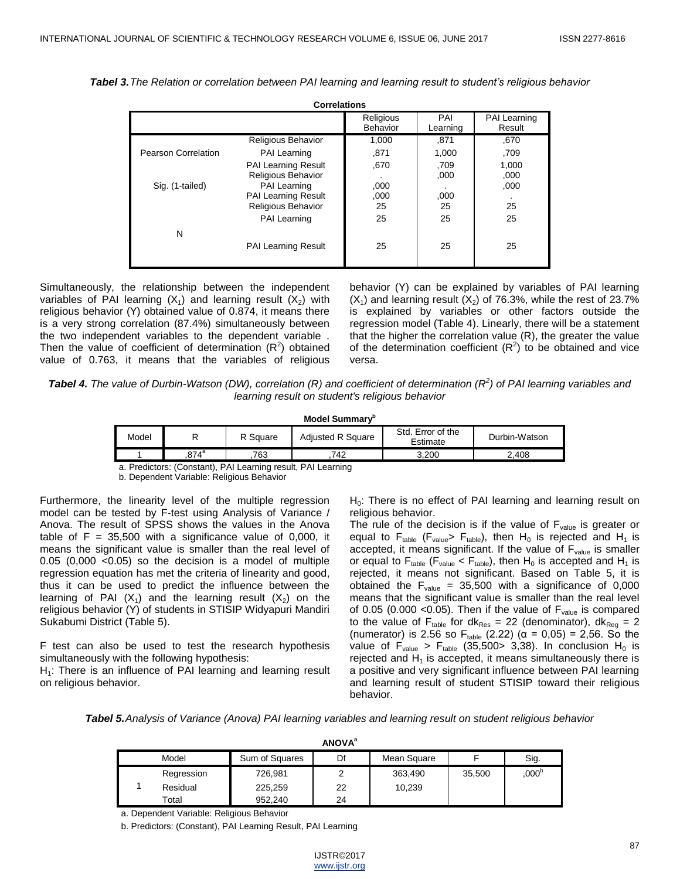***Tabel 3.*** *The Relation or correlation between PAI learning and learning result to student's religious behavior*

**Correlations**

| | | Religious Behavior | PAI Learning | PAI Learning Result |
|---|---|---|---|---|
| Pearson Correlation | Religious Behavior | 1,000 | ,871 | ,670 |
| | PAI Learning | ,871 | 1,000 | ,709 |
| | PAI Learning Result | ,670 | ,709 | 1,000 |
| Sig. (1-tailed) | Religious Behavior | . | ,000 | ,000 |
| | PAI Learning | ,000 | . | ,000 |
| | PAI Learning Result | ,000 | ,000 | . |
| N | Religious Behavior | 25 | 25 | 25 |
| | PAI Learning | 25 | 25 | 25 |
| | PAI Learning Result | 25 | 25 | 25 |

Simultaneously, the relationship between the independent variables of PAI learning ($X_1$) and learning result ($X_2$) with religious behavior (Y) obtained value of 0.874, it means there is a very strong correlation (87.4%) simultaneously between the two independent variables to the dependent variable . Then the value of coefficient of determination ($R^2$) obtained value of 0.763, it means that the variables of religious behavior (Y) can be explained by variables of PAI learning ($X_1$) and learning result ($X_2$) of 76.3%, while the rest of 23.7% is explained by variables or other factors outside the regression model (Table 4). Linearly, there will be a statement that the higher the correlation value (R), the greater the value of the determination coefficient ($R^2$) to be obtained and vice versa.

***Tabel 4.*** *The value of Durbin-Watson (DW), correlation (R) and coefficient of determination ($R^2$) of PAI learning variables and learning result on student's religious behavior*

**Model Summary[b]**

| Model | R | R Square | Adjusted R Square | Std. Error of the Estimate | Durbin-Watson |
|---|---|---|---|---|---|
| 1 | ,874[a] | ,763 | ,742 | 3,200 | 2,408 |

a. Predictors: (Constant), PAI Learning result, PAI Learning

b. Dependent Variable: Religious Behavior

Furthermore, the linearity level of the multiple regression model can be tested by F-test using Analysis of Variance / Anova. The result of SPSS shows the values in the Anova table of F = 35,500 with a significance value of 0,000, it means the significant value is smaller than the real level of 0.05 (0,000 <0.05) so the decision is a model of multiple regression equation has met the criteria of linearity and good, thus it can be used to predict the influence between the learning of PAI ($X_1$) and the learning result ($X_2$) on the religious behavior (Y) of students in STISIP Widyapuri Mandiri Sukabumi District (Table 5).

F test can also be used to test the research hypothesis simultaneously with the following hypothesis:

$H_1$: There is an influence of PAI learning and learning result on religious behavior.

$H_0$: There is no effect of PAI learning and learning result on religious behavior.

The rule of the decision is if the value of $F_{value}$ is greater or equal to $F_{table}$ ($F_{value} > F_{table}$), then $H_0$ is rejected and $H_1$ is accepted, it means significant. If the value of $F_{value}$ is smaller or equal to $F_{table}$ ($F_{value} < F_{table}$), then $H_0$ is accepted and $H_1$ is rejected, it means not significant. Based on Table 5, it is obtained the $F_{value}$ = 35,500 with a significance of 0,000 means that the significant value is smaller than the real level of 0.05 (0.000 <0.05). Then if the value of $F_{value}$ is compared to the value of $F_{table}$ for $dk_{Res}$ = 22 (denominator), $dk_{Reg}$ = 2 (numerator) is 2.56 so $F_{table}$ (2.22) ($\alpha$ = 0,05) = 2,56. So the value of $F_{value} > F_{table}$ (35,500> 3,38). In conclusion $H_0$ is rejected and $H_1$ is accepted, it means simultaneously there is a positive and very significant influence between PAI learning and learning result of student STISIP toward their religious behavior.

***Tabel 5.*** *Analysis of Variance (Anova) PAI learning variables and learning result on student religious behavior*

**ANOVA[a]**

| Model | | Sum of Squares | Df | Mean Square | F | Sig. |
|---|---|---|---|---|---|---|
| 1 | Regression | 726,981 | 2 | 363,490 | 35,500 | ,000[b] |
| | Residual | 225,259 | 22 | 10,239 | | |
| | Total | 952,240 | 24 | | | |

a. Dependent Variable: Religious Behavior

b. Predictors: (Constant), PAI Learning Result, PAI Learning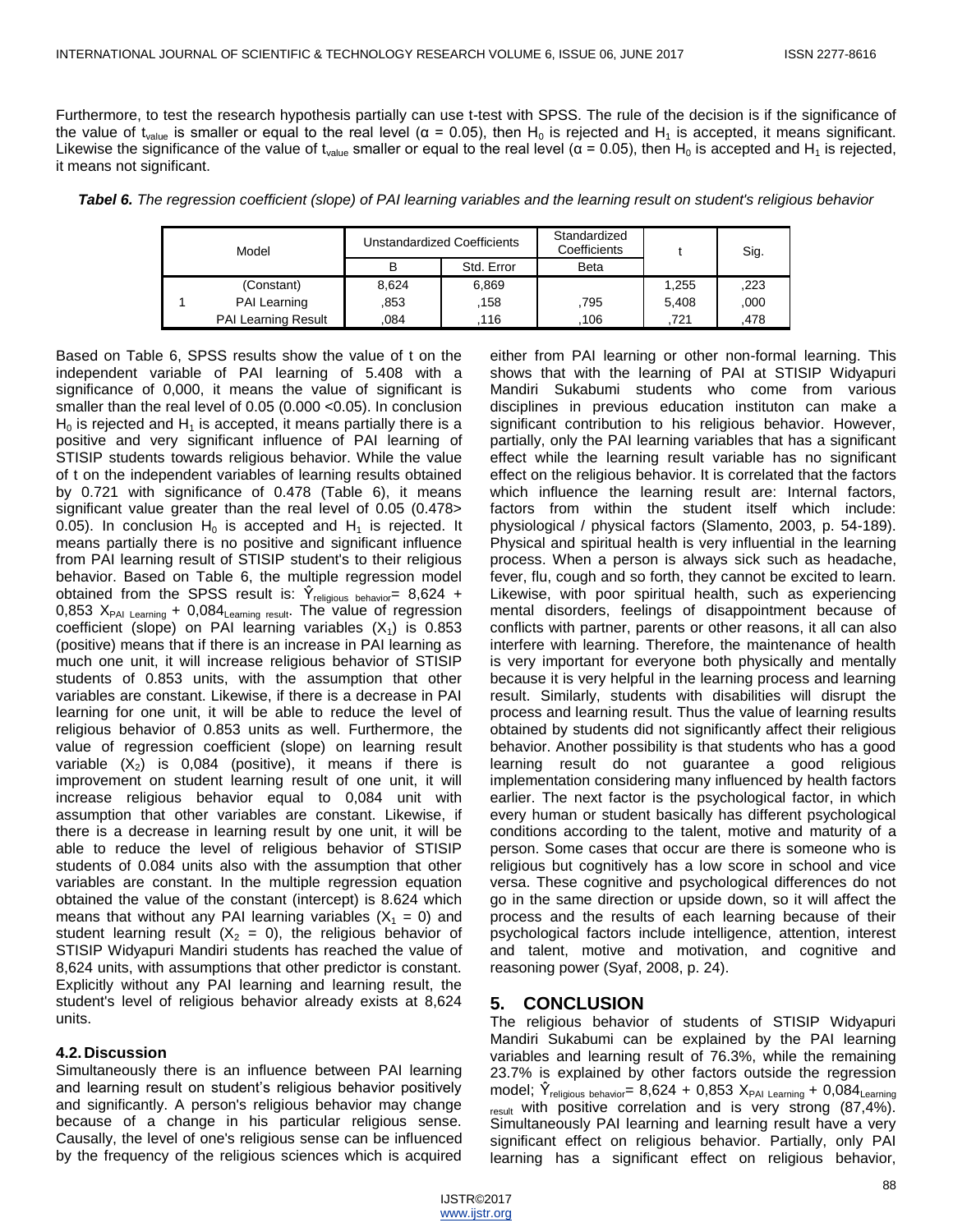Furthermore, to test the research hypothesis partially can use t-test with SPSS. The rule of the decision is if the significance of the value of $t_{value}$ is smaller or equal to the real level ($\alpha$ = 0.05), then $H_0$ is rejected and $H_1$ is accepted, it means significant. Likewise the significance of the value of $t_{value}$ smaller or equal to the real level ($\alpha$ = 0.05), then $H_0$ is accepted and $H_1$ is rejected, it means not significant.

***Tabel 6.*** *The regression coefficient (slope) of PAI learning variables and the learning result on student's religious behavior*

| Model | | Unstandardized Coefficients | | Standardized Coefficients | t | Sig. |
|---|---|---|---|---|---|---|
| | | B | Std. Error | Beta | | |
| 1 | (Constant) | 8,624 | 6,869 | | 1,255 | ,223 |
| | PAI Learning | ,853 | ,158 | ,795 | 5,408 | ,000 |
| | PAI Learning Result | ,084 | ,116 | ,106 | ,721 | ,478 |

Based on Table 6, SPSS results show the value of t on the independent variable of PAI learning of 5.408 with a significance of 0,000, it means the value of significant is smaller than the real level of 0.05 (0.000 <0.05). In conclusion $H_0$ is rejected and $H_1$ is accepted, it means partially there is a positive and very significant influence of PAI learning of STISIP students towards religious behavior. While the value of t on the independent variables of learning results obtained by 0.721 with significance of 0.478 (Table 6), it means significant value greater than the real level of 0.05 (0.478> 0.05). In conclusion $H_0$ is accepted and $H_1$ is rejected. It means partially there is no positive and significant influence from PAI learning result of STISIP student's to their religious behavior. Based on Table 6, the multiple regression model obtained from the SPSS result is: $\hat{Y}_{religious\ behavior}$= 8,624 + 0,853 $X_{PAI\ Learning}$ + $0,084_{Learning\ result}$. The value of regression coefficient (slope) on PAI learning variables ($X_1$) is 0.853 (positive) means that if there is an increase in PAI learning as much one unit, it will increase religious behavior of STISIP students of 0.853 units, with the assumption that other variables are constant. Likewise, if there is a decrease in PAI learning for one unit, it will be able to reduce the level of religious behavior of 0.853 units as well. Furthermore, the value of regression coefficient (slope) on learning result variable ($X_2$) is 0,084 (positive), it means if there is improvement on student learning result of one unit, it will increase religious behavior equal to 0,084 unit with assumption that other variables are constant. Likewise, if there is a decrease in learning result by one unit, it will be able to reduce the level of religious behavior of STISIP students of 0.084 units also with the assumption that other variables are constant. In the multiple regression equation obtained the value of the constant (intercept) is 8.624 which means that without any PAI learning variables ($X_1$ = 0) and student learning result ($X_2$ = 0), the religious behavior of STISIP Widyapuri Mandiri students has reached the value of 8,624 units, with assumptions that other predictor is constant. Explicitly without any PAI learning and learning result, the student's level of religious behavior already exists at 8,624 units.

### 4.2. Discussion

Simultaneously there is an influence between PAI learning and learning result on student's religious behavior positively and significantly. A person's religious behavior may change because of a change in his particular religious sense. Causally, the level of one's religious sense can be influenced by the frequency of the religious sciences which is acquired either from PAI learning or other non-formal learning. This shows that with the learning of PAI at STISIP Widyapuri Mandiri Sukabumi students who come from various disciplines in previous education instituton can make a significant contribution to his religious behavior. However, partially, only the PAI learning variables that has a significant effect while the learning result variable has no significant effect on the religious behavior. It is correlated that the factors which influence the learning result are: Internal factors, factors from within the student itself which include: physiological / physical factors (Slamento, 2003, p. 54-189). Physical and spiritual health is very influential in the learning process. When a person is always sick such as headache, fever, flu, cough and so forth, they cannot be excited to learn. Likewise, with poor spiritual health, such as experiencing mental disorders, feelings of disappointment because of conflicts with partner, parents or other reasons, it all can also interfere with learning. Therefore, the maintenance of health is very important for everyone both physically and mentally because it is very helpful in the learning process and learning result. Similarly, students with disabilities will disrupt the process and learning result. Thus the value of learning results obtained by students did not significantly affect their religious behavior. Another possibility is that students who has a good learning result do not guarantee a good religious implementation considering many influenced by health factors earlier. The next factor is the psychological factor, in which every human or student basically has different psychological conditions according to the talent, motive and maturity of a person. Some cases that occur are there is someone who is religious but cognitively has a low score in school and vice versa. These cognitive and psychological differences do not go in the same direction or upside down, so it will affect the process and the results of each learning because of their psychological factors include intelligence, attention, interest and talent, motive and motivation, and cognitive and reasoning power (Syaf, 2008, p. 24).

## 5. CONCLUSION

The religious behavior of students of STISIP Widyapuri Mandiri Sukabumi can be explained by the PAI learning variables and learning result of 76.3%, while the remaining 23.7% is explained by other factors outside the regression model; $\hat{Y}_{religious\ behavior}$= 8,624 + 0,853 $X_{PAI\ Learning}$ + $0,084_{Learning\ result}$ with positive correlation and is very strong (87,4%). Simultaneously PAI learning and learning result have a very significant effect on religious behavior. Partially, only PAI learning has a significant effect on religious behavior,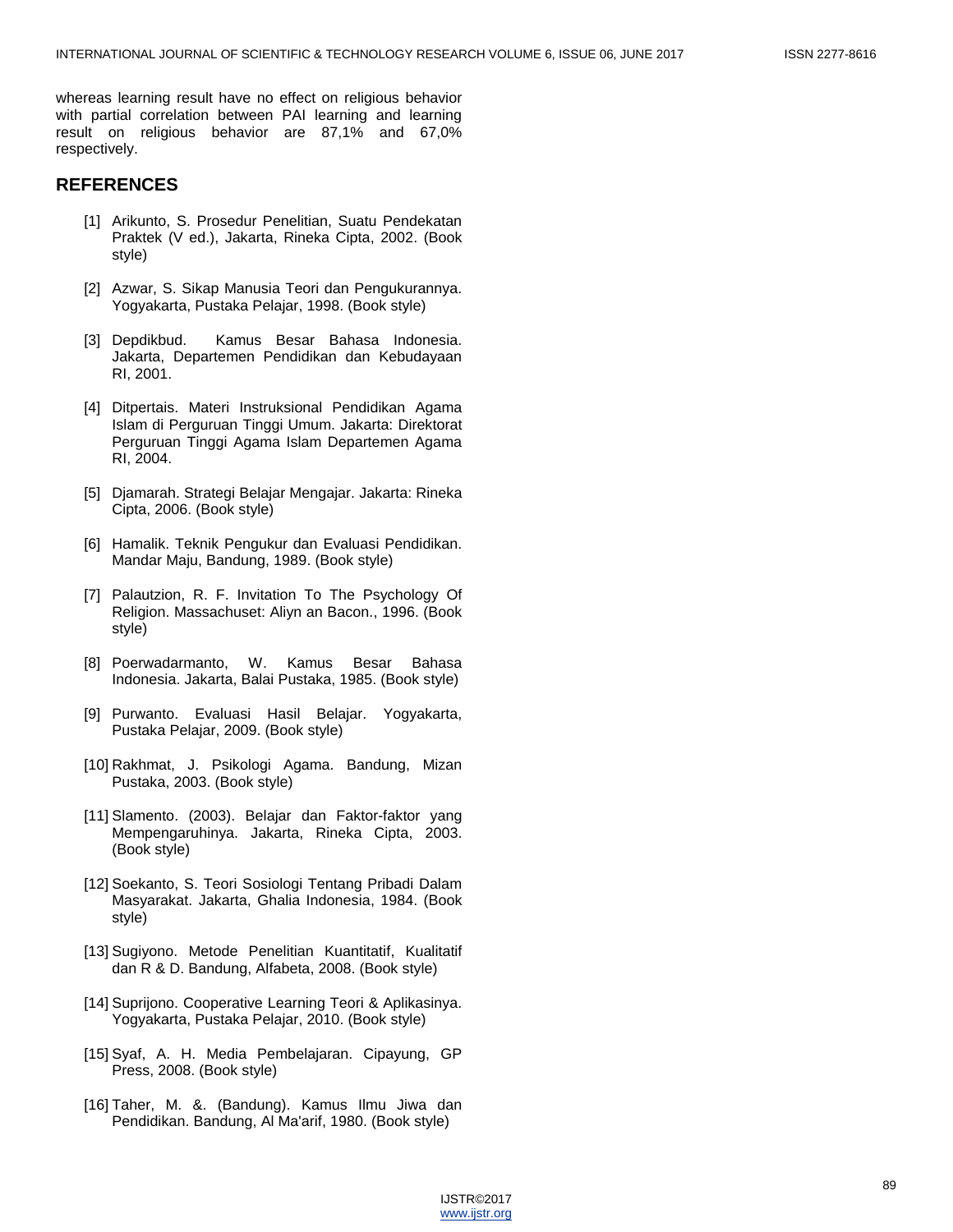whereas learning result have no effect on religious behavior with partial correlation between PAI learning and learning result on religious behavior are 87,1% and 67,0% respectively.

## REFERENCES

[1] Arikunto, S. Prosedur Penelitian, Suatu Pendekatan Praktek (V ed.), Jakarta, Rineka Cipta, 2002. (Book style)

[2] Azwar, S. Sikap Manusia Teori dan Pengukurannya. Yogyakarta, Pustaka Pelajar, 1998. (Book style)

[3] Depdikbud. Kamus Besar Bahasa Indonesia. Jakarta, Departemen Pendidikan dan Kebudayaan RI, 2001.

[4] Ditpertais. Materi Instruksional Pendidikan Agama Islam di Perguruan Tinggi Umum. Jakarta: Direktorat Perguruan Tinggi Agama Islam Departemen Agama RI, 2004.

[5] Djamarah. Strategi Belajar Mengajar. Jakarta: Rineka Cipta, 2006. (Book style)

[6] Hamalik. Teknik Pengukur dan Evaluasi Pendidikan. Mandar Maju, Bandung, 1989. (Book style)

[7] Palautzion, R. F. Invitation To The Psychology Of Religion. Massachuset: Aliyn an Bacon., 1996. (Book style)

[8] Poerwadarmanto, W. Kamus Besar Bahasa Indonesia. Jakarta, Balai Pustaka, 1985. (Book style)

[9] Purwanto. Evaluasi Hasil Belajar. Yogyakarta, Pustaka Pelajar, 2009. (Book style)

[10] Rakhmat, J. Psikologi Agama. Bandung, Mizan Pustaka, 2003. (Book style)

[11] Slamento. (2003). Belajar dan Faktor-faktor yang Mempengaruhinya. Jakarta, Rineka Cipta, 2003. (Book style)

[12] Soekanto, S. Teori Sosiologi Tentang Pribadi Dalam Masyarakat. Jakarta, Ghalia Indonesia, 1984. (Book style)

[13] Sugiyono. Metode Penelitian Kuantitatif, Kualitatif dan R & D. Bandung, Alfabeta, 2008. (Book style)

[14] Suprijono. Cooperative Learning Teori & Aplikasinya. Yogyakarta, Pustaka Pelajar, 2010. (Book style)

[15] Syaf, A. H. Media Pembelajaran. Cipayung, GP Press, 2008. (Book style)

[16] Taher, M. &. (Bandung). Kamus Ilmu Jiwa dan Pendidikan. Bandung, Al Ma'arif, 1980. (Book style)